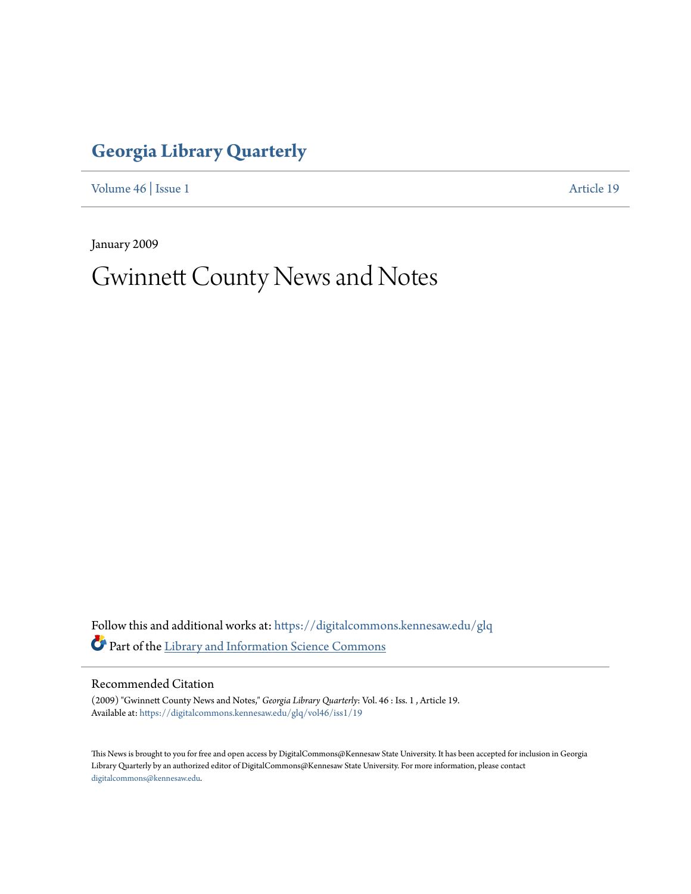# Georgia Library Quarterly

Volume 46 | Issue 1 Article 19

January 2009

# Gwinnett County News and Notes

Follow this and additional works at: https://digitalcommons.kennesaw.edu/glq

Part of the Library and Information Science Commons

## Recommended Citation

(2009) "Gwinnett County News and Notes," *Georgia Library Quarterly*: Vol. 46 : Iss. 1 , Article 19.
Available at: https://digitalcommons.kennesaw.edu/glq/vol46/iss1/19

This News is brought to you for free and open access by DigitalCommons@Kennesaw State University. It has been accepted for inclusion in Georgia Library Quarterly by an authorized editor of DigitalCommons@Kennesaw State University. For more information, please contact digitalcommons@kennesaw.edu.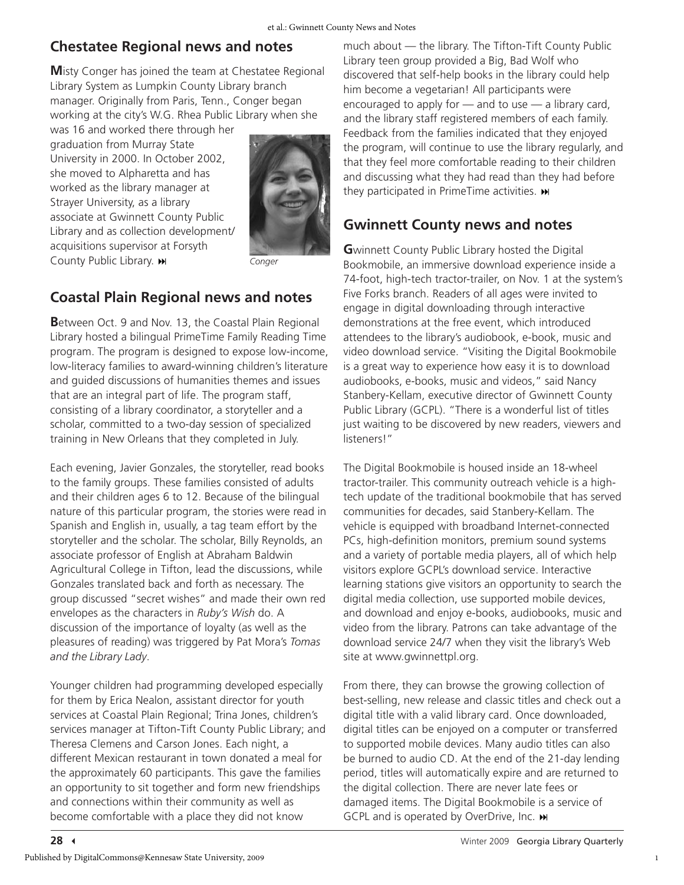## Chestatee Regional news and notes

**M**isty Conger has joined the team at Chestatee Regional Library System as Lumpkin County Library branch manager. Originally from Paris, Tenn., Conger began working at the city's W.G. Rhea Public Library when she was 16 and worked there through her graduation from Murray State University in 2000. In October 2002, she moved to Alpharetta and has worked as the library manager at Strayer University, as a library associate at Gwinnett County Public Library and as collection development/acquisitions supervisor at Forsyth County Public Library. ⏭

*Conger*

## Coastal Plain Regional news and notes

**B**etween Oct. 9 and Nov. 13, the Coastal Plain Regional Library hosted a bilingual PrimeTime Family Reading Time program. The program is designed to expose low-income, low-literacy families to award-winning children's literature and guided discussions of humanities themes and issues that are an integral part of life. The program staff, consisting of a library coordinator, a storyteller and a scholar, committed to a two-day session of specialized training in New Orleans that they completed in July.

Each evening, Javier Gonzales, the storyteller, read books to the family groups. These families consisted of adults and their children ages 6 to 12. Because of the bilingual nature of this particular program, the stories were read in Spanish and English in, usually, a tag team effort by the storyteller and the scholar. The scholar, Billy Reynolds, an associate professor of English at Abraham Baldwin Agricultural College in Tifton, lead the discussions, while Gonzales translated back and forth as necessary. The group discussed "secret wishes" and made their own red envelopes as the characters in *Ruby's Wish* do. A discussion of the importance of loyalty (as well as the pleasures of reading) was triggered by Pat Mora's *Tomas and the Library Lady*.

Younger children had programming developed especially for them by Erica Nealon, assistant director for youth services at Coastal Plain Regional; Trina Jones, children's services manager at Tifton-Tift County Public Library; and Theresa Clemens and Carson Jones. Each night, a different Mexican restaurant in town donated a meal for the approximately 60 participants. This gave the families an opportunity to sit together and form new friendships and connections within their community as well as become comfortable with a place they did not know much about — the library. The Tifton-Tift County Public Library teen group provided a Big, Bad Wolf who discovered that self-help books in the library could help him become a vegetarian! All participants were encouraged to apply for — and to use — a library card, and the library staff registered members of each family. Feedback from the families indicated that they enjoyed the program, will continue to use the library regularly, and that they feel more comfortable reading to their children and discussing what they had read than they had before they participated in PrimeTime activities. ⏭

## Gwinnett County news and notes

**G**winnett County Public Library hosted the Digital Bookmobile, an immersive download experience inside a 74-foot, high-tech tractor-trailer, on Nov. 1 at the system's Five Forks branch. Readers of all ages were invited to engage in digital downloading through interactive demonstrations at the free event, which introduced attendees to the library's audiobook, e-book, music and video download service. "Visiting the Digital Bookmobile is a great way to experience how easy it is to download audiobooks, e-books, music and videos," said Nancy Stanbery-Kellam, executive director of Gwinnett County Public Library (GCPL). "There is a wonderful list of titles just waiting to be discovered by new readers, viewers and listeners!"

The Digital Bookmobile is housed inside an 18-wheel tractor-trailer. This community outreach vehicle is a high-tech update of the traditional bookmobile that has served communities for decades, said Stanbery-Kellam. The vehicle is equipped with broadband Internet-connected PCs, high-definition monitors, premium sound systems and a variety of portable media players, all of which help visitors explore GCPL's download service. Interactive learning stations give visitors an opportunity to search the digital media collection, use supported mobile devices, and download and enjoy e-books, audiobooks, music and video from the library. Patrons can take advantage of the download service 24/7 when they visit the library's Web site at www.gwinnettpl.org.

From there, they can browse the growing collection of best-selling, new release and classic titles and check out a digital title with a valid library card. Once downloaded, digital titles can be enjoyed on a computer or transferred to supported mobile devices. Many audio titles can also be burned to audio CD. At the end of the 21-day lending period, titles will automatically expire and are returned to the digital collection. There are never late fees or damaged items. The Digital Bookmobile is a service of GCPL and is operated by OverDrive, Inc. ⏭